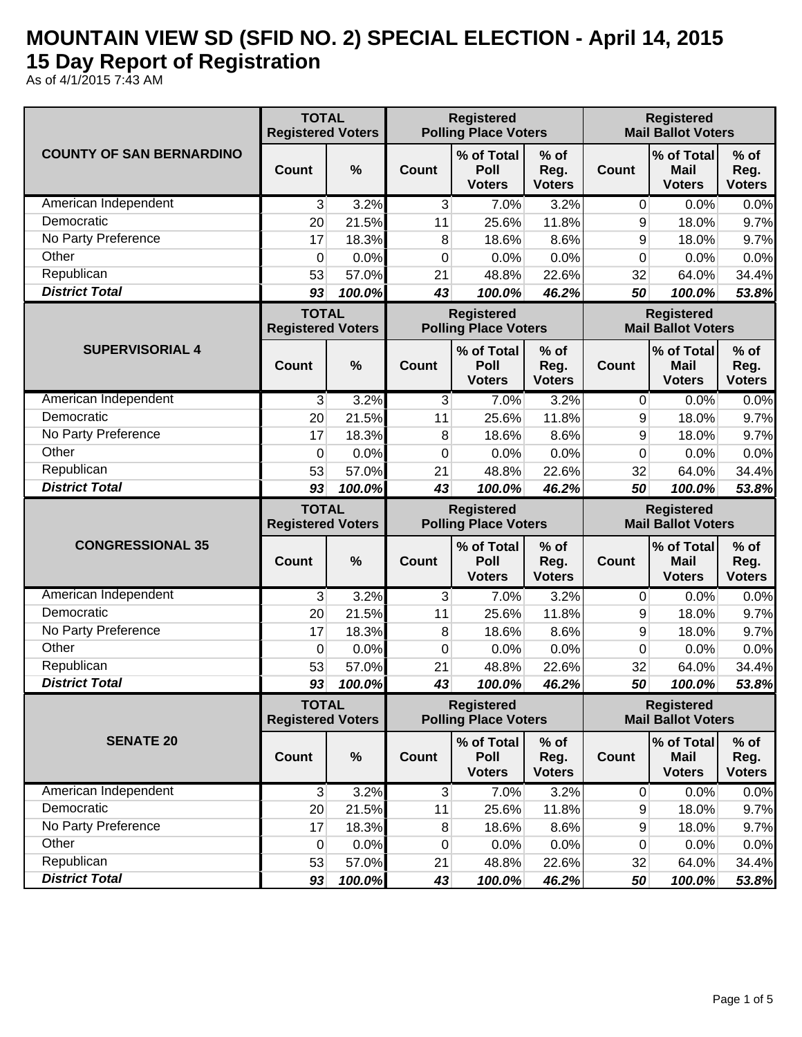# MOUNTAIN VIEW SD (SFID NO. 2) SPECIAL ELECTION - April 14, 2015

## 15 Day Report of Registration

As of 4/1/2015 7:43 AM

| COUNTY OF SAN BERNARDINO | TOTAL Registered Voters | | Registered Polling Place Voters | | | Registered Mail Ballot Voters | | |
|---|---|---|---|---|---|---|---|---|
| | Count | % | Count | % of Total Poll Voters | % of Reg. Voters | Count | % of Total Mail Voters | % of Reg. Voters |
| American Independent | 3 | 3.2% | 3 | 7.0% | 3.2% | 0 | 0.0% | 0.0% |
| Democratic | 20 | 21.5% | 11 | 25.6% | 11.8% | 9 | 18.0% | 9.7% |
| No Party Preference | 17 | 18.3% | 8 | 18.6% | 8.6% | 9 | 18.0% | 9.7% |
| Other | 0 | 0.0% | 0 | 0.0% | 0.0% | 0 | 0.0% | 0.0% |
| Republican | 53 | 57.0% | 21 | 48.8% | 22.6% | 32 | 64.0% | 34.4% |
| ***District Total*** | ***93*** | ***100.0%*** | ***43*** | ***100.0%*** | ***46.2%*** | ***50*** | ***100.0%*** | ***53.8%*** |

| SUPERVISORIAL 4 | TOTAL Registered Voters | | Registered Polling Place Voters | | | Registered Mail Ballot Voters | | |
|---|---|---|---|---|---|---|---|---|
| | Count | % | Count | % of Total Poll Voters | % of Reg. Voters | Count | % of Total Mail Voters | % of Reg. Voters |
| American Independent | 3 | 3.2% | 3 | 7.0% | 3.2% | 0 | 0.0% | 0.0% |
| Democratic | 20 | 21.5% | 11 | 25.6% | 11.8% | 9 | 18.0% | 9.7% |
| No Party Preference | 17 | 18.3% | 8 | 18.6% | 8.6% | 9 | 18.0% | 9.7% |
| Other | 0 | 0.0% | 0 | 0.0% | 0.0% | 0 | 0.0% | 0.0% |
| Republican | 53 | 57.0% | 21 | 48.8% | 22.6% | 32 | 64.0% | 34.4% |
| ***District Total*** | ***93*** | ***100.0%*** | ***43*** | ***100.0%*** | ***46.2%*** | ***50*** | ***100.0%*** | ***53.8%*** |

| CONGRESSIONAL 35 | TOTAL Registered Voters | | Registered Polling Place Voters | | | Registered Mail Ballot Voters | | |
|---|---|---|---|---|---|---|---|---|
| | Count | % | Count | % of Total Poll Voters | % of Reg. Voters | Count | % of Total Mail Voters | % of Reg. Voters |
| American Independent | 3 | 3.2% | 3 | 7.0% | 3.2% | 0 | 0.0% | 0.0% |
| Democratic | 20 | 21.5% | 11 | 25.6% | 11.8% | 9 | 18.0% | 9.7% |
| No Party Preference | 17 | 18.3% | 8 | 18.6% | 8.6% | 9 | 18.0% | 9.7% |
| Other | 0 | 0.0% | 0 | 0.0% | 0.0% | 0 | 0.0% | 0.0% |
| Republican | 53 | 57.0% | 21 | 48.8% | 22.6% | 32 | 64.0% | 34.4% |
| ***District Total*** | ***93*** | ***100.0%*** | ***43*** | ***100.0%*** | ***46.2%*** | ***50*** | ***100.0%*** | ***53.8%*** |

| SENATE 20 | TOTAL Registered Voters | | Registered Polling Place Voters | | | Registered Mail Ballot Voters | | |
|---|---|---|---|---|---|---|---|---|
| | Count | % | Count | % of Total Poll Voters | % of Reg. Voters | Count | % of Total Mail Voters | % of Reg. Voters |
| American Independent | 3 | 3.2% | 3 | 7.0% | 3.2% | 0 | 0.0% | 0.0% |
| Democratic | 20 | 21.5% | 11 | 25.6% | 11.8% | 9 | 18.0% | 9.7% |
| No Party Preference | 17 | 18.3% | 8 | 18.6% | 8.6% | 9 | 18.0% | 9.7% |
| Other | 0 | 0.0% | 0 | 0.0% | 0.0% | 0 | 0.0% | 0.0% |
| Republican | 53 | 57.0% | 21 | 48.8% | 22.6% | 32 | 64.0% | 34.4% |
| ***District Total*** | ***93*** | ***100.0%*** | ***43*** | ***100.0%*** | ***46.2%*** | ***50*** | ***100.0%*** | ***53.8%*** |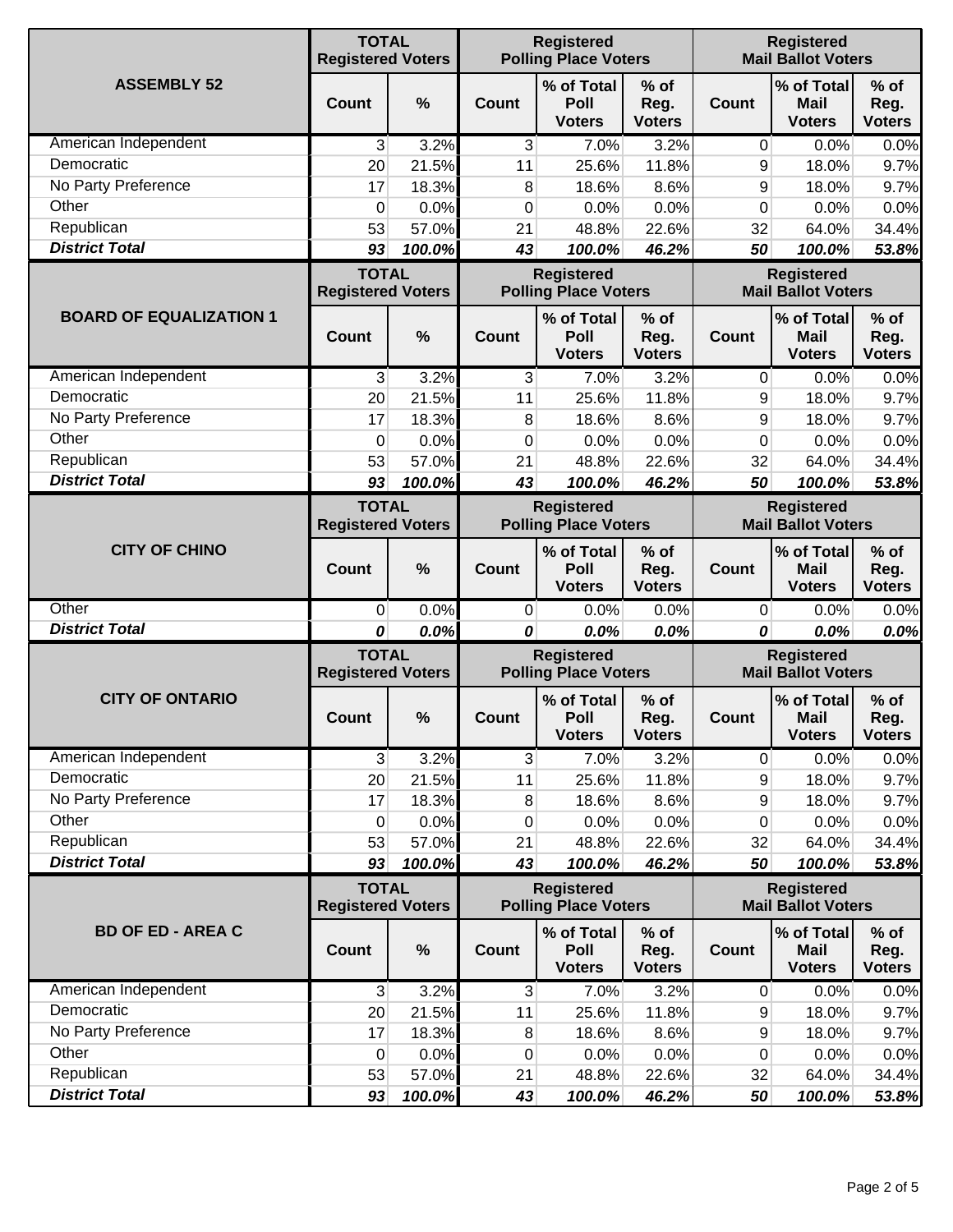| ASSEMBLY 52 | TOTAL Registered Voters | | Registered Polling Place Voters | | | Registered Mail Ballot Voters | | |
|---|---|---|---|---|---|---|---|---|
| | Count | % | Count | % of Total Poll Voters | % of Reg. Voters | Count | % of Total Mail Voters | % of Reg. Voters |
| American Independent | 3 | 3.2% | 3 | 7.0% | 3.2% | 0 | 0.0% | 0.0% |
| Democratic | 20 | 21.5% | 11 | 25.6% | 11.8% | 9 | 18.0% | 9.7% |
| No Party Preference | 17 | 18.3% | 8 | 18.6% | 8.6% | 9 | 18.0% | 9.7% |
| Other | 0 | 0.0% | 0 | 0.0% | 0.0% | 0 | 0.0% | 0.0% |
| Republican | 53 | 57.0% | 21 | 48.8% | 22.6% | 32 | 64.0% | 34.4% |
| ***District Total*** | ***93*** | ***100.0%*** | ***43*** | ***100.0%*** | ***46.2%*** | ***50*** | ***100.0%*** | ***53.8%*** |

| BOARD OF EQUALIZATION 1 | TOTAL Registered Voters | | Registered Polling Place Voters | | | Registered Mail Ballot Voters | | |
|---|---|---|---|---|---|---|---|---|
| | Count | % | Count | % of Total Poll Voters | % of Reg. Voters | Count | % of Total Mail Voters | % of Reg. Voters |
| American Independent | 3 | 3.2% | 3 | 7.0% | 3.2% | 0 | 0.0% | 0.0% |
| Democratic | 20 | 21.5% | 11 | 25.6% | 11.8% | 9 | 18.0% | 9.7% |
| No Party Preference | 17 | 18.3% | 8 | 18.6% | 8.6% | 9 | 18.0% | 9.7% |
| Other | 0 | 0.0% | 0 | 0.0% | 0.0% | 0 | 0.0% | 0.0% |
| Republican | 53 | 57.0% | 21 | 48.8% | 22.6% | 32 | 64.0% | 34.4% |
| ***District Total*** | ***93*** | ***100.0%*** | ***43*** | ***100.0%*** | ***46.2%*** | ***50*** | ***100.0%*** | ***53.8%*** |

| CITY OF CHINO | TOTAL Registered Voters | | Registered Polling Place Voters | | | Registered Mail Ballot Voters | | |
|---|---|---|---|---|---|---|---|---|
| | Count | % | Count | % of Total Poll Voters | % of Reg. Voters | Count | % of Total Mail Voters | % of Reg. Voters |
| Other | 0 | 0.0% | 0 | 0.0% | 0.0% | 0 | 0.0% | 0.0% |
| ***District Total*** | ***0*** | ***0.0%*** | ***0*** | ***0.0%*** | ***0.0%*** | ***0*** | ***0.0%*** | ***0.0%*** |

| CITY OF ONTARIO | TOTAL Registered Voters | | Registered Polling Place Voters | | | Registered Mail Ballot Voters | | |
|---|---|---|---|---|---|---|---|---|
| | Count | % | Count | % of Total Poll Voters | % of Reg. Voters | Count | % of Total Mail Voters | % of Reg. Voters |
| American Independent | 3 | 3.2% | 3 | 7.0% | 3.2% | 0 | 0.0% | 0.0% |
| Democratic | 20 | 21.5% | 11 | 25.6% | 11.8% | 9 | 18.0% | 9.7% |
| No Party Preference | 17 | 18.3% | 8 | 18.6% | 8.6% | 9 | 18.0% | 9.7% |
| Other | 0 | 0.0% | 0 | 0.0% | 0.0% | 0 | 0.0% | 0.0% |
| Republican | 53 | 57.0% | 21 | 48.8% | 22.6% | 32 | 64.0% | 34.4% |
| ***District Total*** | ***93*** | ***100.0%*** | ***43*** | ***100.0%*** | ***46.2%*** | ***50*** | ***100.0%*** | ***53.8%*** |

| BD OF ED - AREA C | TOTAL Registered Voters | | Registered Polling Place Voters | | | Registered Mail Ballot Voters | | |
|---|---|---|---|---|---|---|---|---|
| | Count | % | Count | % of Total Poll Voters | % of Reg. Voters | Count | % of Total Mail Voters | % of Reg. Voters |
| American Independent | 3 | 3.2% | 3 | 7.0% | 3.2% | 0 | 0.0% | 0.0% |
| Democratic | 20 | 21.5% | 11 | 25.6% | 11.8% | 9 | 18.0% | 9.7% |
| No Party Preference | 17 | 18.3% | 8 | 18.6% | 8.6% | 9 | 18.0% | 9.7% |
| Other | 0 | 0.0% | 0 | 0.0% | 0.0% | 0 | 0.0% | 0.0% |
| Republican | 53 | 57.0% | 21 | 48.8% | 22.6% | 32 | 64.0% | 34.4% |
| ***District Total*** | ***93*** | ***100.0%*** | ***43*** | ***100.0%*** | ***46.2%*** | ***50*** | ***100.0%*** | ***53.8%*** |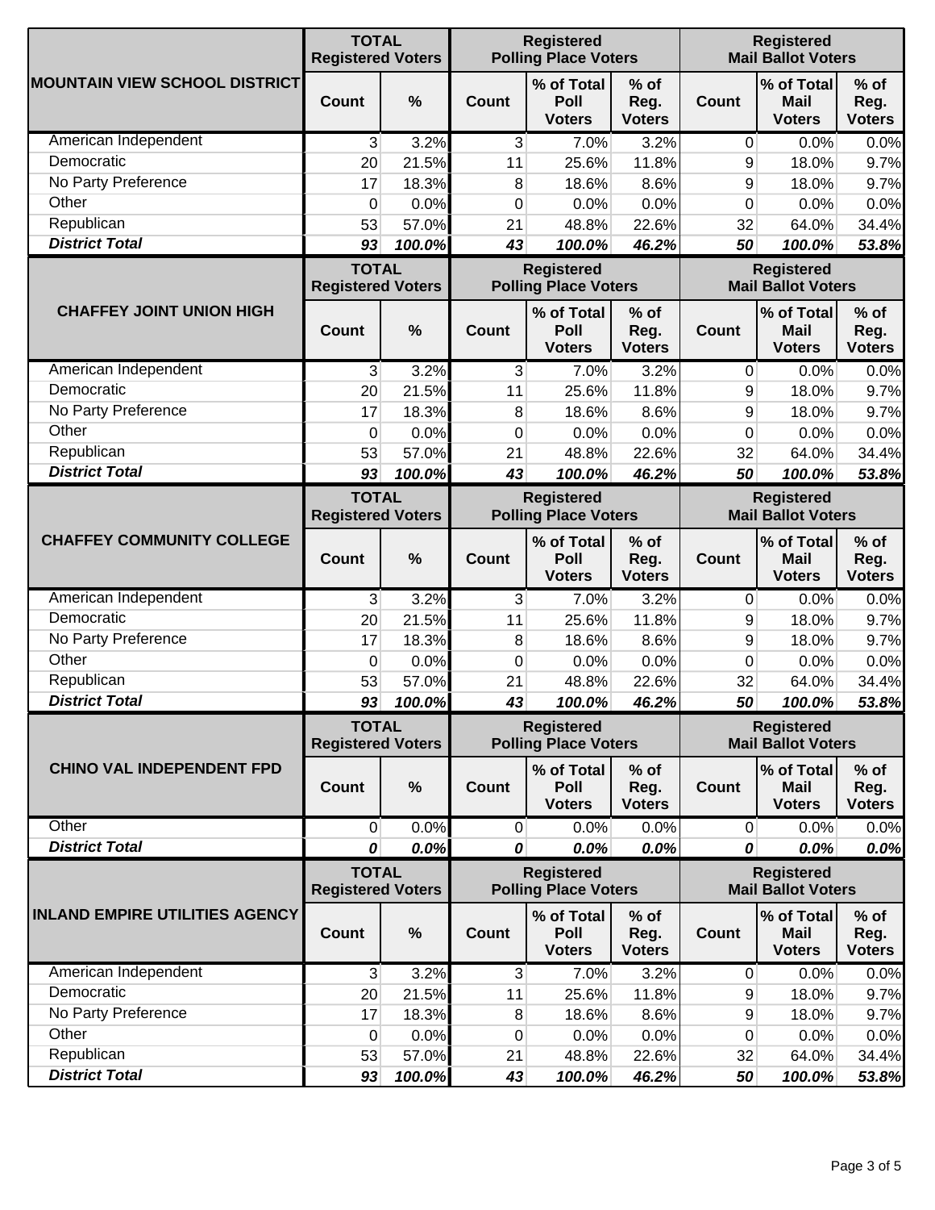| MOUNTAIN VIEW SCHOOL DISTRICT | TOTAL Registered Voters | | Registered Polling Place Voters | | | Registered Mail Ballot Voters | | |
|---|---|---|---|---|---|---|---|---|
| | Count | % | Count | % of Total Poll Voters | % of Reg. Voters | Count | % of Total Mail Voters | % of Reg. Voters |
| American Independent | 3 | 3.2% | 3 | 7.0% | 3.2% | 0 | 0.0% | 0.0% |
| Democratic | 20 | 21.5% | 11 | 25.6% | 11.8% | 9 | 18.0% | 9.7% |
| No Party Preference | 17 | 18.3% | 8 | 18.6% | 8.6% | 9 | 18.0% | 9.7% |
| Other | 0 | 0.0% | 0 | 0.0% | 0.0% | 0 | 0.0% | 0.0% |
| Republican | 53 | 57.0% | 21 | 48.8% | 22.6% | 32 | 64.0% | 34.4% |
| ***District Total*** | ***93*** | ***100.0%*** | ***43*** | ***100.0%*** | ***46.2%*** | ***50*** | ***100.0%*** | ***53.8%*** |

| CHAFFEY JOINT UNION HIGH | TOTAL Registered Voters | | Registered Polling Place Voters | | | Registered Mail Ballot Voters | | |
|---|---|---|---|---|---|---|---|---|
| | Count | % | Count | % of Total Poll Voters | % of Reg. Voters | Count | % of Total Mail Voters | % of Reg. Voters |
| American Independent | 3 | 3.2% | 3 | 7.0% | 3.2% | 0 | 0.0% | 0.0% |
| Democratic | 20 | 21.5% | 11 | 25.6% | 11.8% | 9 | 18.0% | 9.7% |
| No Party Preference | 17 | 18.3% | 8 | 18.6% | 8.6% | 9 | 18.0% | 9.7% |
| Other | 0 | 0.0% | 0 | 0.0% | 0.0% | 0 | 0.0% | 0.0% |
| Republican | 53 | 57.0% | 21 | 48.8% | 22.6% | 32 | 64.0% | 34.4% |
| ***District Total*** | ***93*** | ***100.0%*** | ***43*** | ***100.0%*** | ***46.2%*** | ***50*** | ***100.0%*** | ***53.8%*** |

| CHAFFEY COMMUNITY COLLEGE | TOTAL Registered Voters | | Registered Polling Place Voters | | | Registered Mail Ballot Voters | | |
|---|---|---|---|---|---|---|---|---|
| | Count | % | Count | % of Total Poll Voters | % of Reg. Voters | Count | % of Total Mail Voters | % of Reg. Voters |
| American Independent | 3 | 3.2% | 3 | 7.0% | 3.2% | 0 | 0.0% | 0.0% |
| Democratic | 20 | 21.5% | 11 | 25.6% | 11.8% | 9 | 18.0% | 9.7% |
| No Party Preference | 17 | 18.3% | 8 | 18.6% | 8.6% | 9 | 18.0% | 9.7% |
| Other | 0 | 0.0% | 0 | 0.0% | 0.0% | 0 | 0.0% | 0.0% |
| Republican | 53 | 57.0% | 21 | 48.8% | 22.6% | 32 | 64.0% | 34.4% |
| ***District Total*** | ***93*** | ***100.0%*** | ***43*** | ***100.0%*** | ***46.2%*** | ***50*** | ***100.0%*** | ***53.8%*** |

| CHINO VAL INDEPENDENT FPD | TOTAL Registered Voters | | Registered Polling Place Voters | | | Registered Mail Ballot Voters | | |
|---|---|---|---|---|---|---|---|---|
| | Count | % | Count | % of Total Poll Voters | % of Reg. Voters | Count | % of Total Mail Voters | % of Reg. Voters |
| Other | 0 | 0.0% | 0 | 0.0% | 0.0% | 0 | 0.0% | 0.0% |
| ***District Total*** | ***0*** | ***0.0%*** | ***0*** | ***0.0%*** | ***0.0%*** | ***0*** | ***0.0%*** | ***0.0%*** |

| INLAND EMPIRE UTILITIES AGENCY | TOTAL Registered Voters | | Registered Polling Place Voters | | | Registered Mail Ballot Voters | | |
|---|---|---|---|---|---|---|---|---|
| | Count | % | Count | % of Total Poll Voters | % of Reg. Voters | Count | % of Total Mail Voters | % of Reg. Voters |
| American Independent | 3 | 3.2% | 3 | 7.0% | 3.2% | 0 | 0.0% | 0.0% |
| Democratic | 20 | 21.5% | 11 | 25.6% | 11.8% | 9 | 18.0% | 9.7% |
| No Party Preference | 17 | 18.3% | 8 | 18.6% | 8.6% | 9 | 18.0% | 9.7% |
| Other | 0 | 0.0% | 0 | 0.0% | 0.0% | 0 | 0.0% | 0.0% |
| Republican | 53 | 57.0% | 21 | 48.8% | 22.6% | 32 | 64.0% | 34.4% |
| ***District Total*** | ***93*** | ***100.0%*** | ***43*** | ***100.0%*** | ***46.2%*** | ***50*** | ***100.0%*** | ***53.8%*** |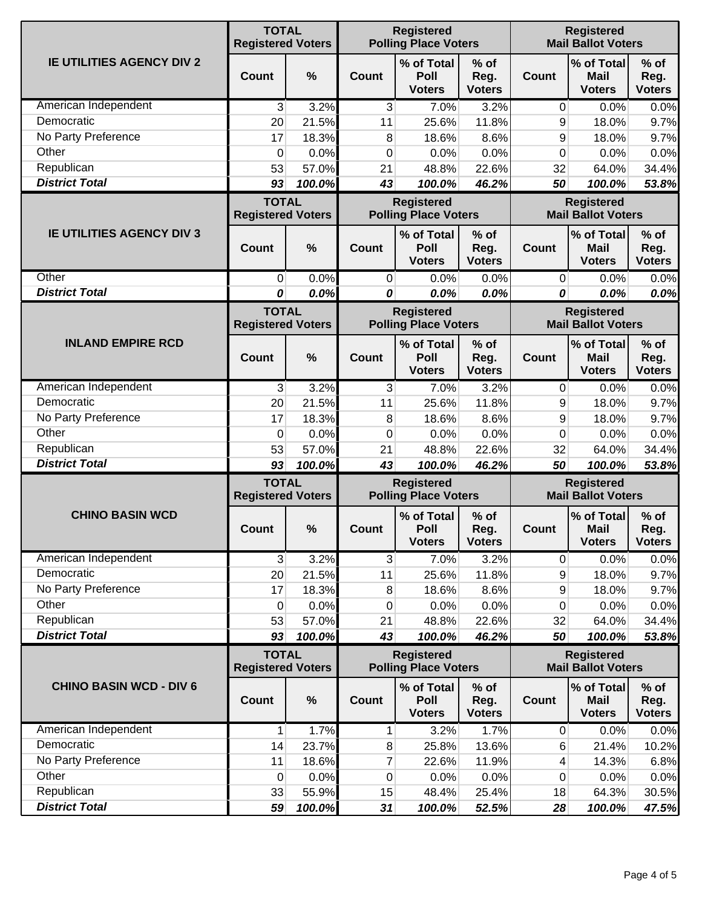| IE UTILITIES AGENCY DIV 2 | TOTAL Registered Voters | | Registered Polling Place Voters | | | Registered Mail Ballot Voters | | |
|---|---|---|---|---|---|---|---|---|
| | Count | % | Count | % of Total Poll Voters | % of Reg. Voters | Count | % of Total Mail Voters | % of Reg. Voters |
| American Independent | 3 | 3.2% | 3 | 7.0% | 3.2% | 0 | 0.0% | 0.0% |
| Democratic | 20 | 21.5% | 11 | 25.6% | 11.8% | 9 | 18.0% | 9.7% |
| No Party Preference | 17 | 18.3% | 8 | 18.6% | 8.6% | 9 | 18.0% | 9.7% |
| Other | 0 | 0.0% | 0 | 0.0% | 0.0% | 0 | 0.0% | 0.0% |
| Republican | 53 | 57.0% | 21 | 48.8% | 22.6% | 32 | 64.0% | 34.4% |
| ***District Total*** | ***93*** | ***100.0%*** | ***43*** | ***100.0%*** | ***46.2%*** | ***50*** | ***100.0%*** | ***53.8%*** |

| IE UTILITIES AGENCY DIV 3 | TOTAL Registered Voters | | Registered Polling Place Voters | | | Registered Mail Ballot Voters | | |
|---|---|---|---|---|---|---|---|---|
| | Count | % | Count | % of Total Poll Voters | % of Reg. Voters | Count | % of Total Mail Voters | % of Reg. Voters |
| Other | 0 | 0.0% | 0 | 0.0% | 0.0% | 0 | 0.0% | 0.0% |
| ***District Total*** | ***0*** | ***0.0%*** | ***0*** | ***0.0%*** | ***0.0%*** | ***0*** | ***0.0%*** | ***0.0%*** |

| INLAND EMPIRE RCD | TOTAL Registered Voters | | Registered Polling Place Voters | | | Registered Mail Ballot Voters | | |
|---|---|---|---|---|---|---|---|---|
| | Count | % | Count | % of Total Poll Voters | % of Reg. Voters | Count | % of Total Mail Voters | % of Reg. Voters |
| American Independent | 3 | 3.2% | 3 | 7.0% | 3.2% | 0 | 0.0% | 0.0% |
| Democratic | 20 | 21.5% | 11 | 25.6% | 11.8% | 9 | 18.0% | 9.7% |
| No Party Preference | 17 | 18.3% | 8 | 18.6% | 8.6% | 9 | 18.0% | 9.7% |
| Other | 0 | 0.0% | 0 | 0.0% | 0.0% | 0 | 0.0% | 0.0% |
| Republican | 53 | 57.0% | 21 | 48.8% | 22.6% | 32 | 64.0% | 34.4% |
| ***District Total*** | ***93*** | ***100.0%*** | ***43*** | ***100.0%*** | ***46.2%*** | ***50*** | ***100.0%*** | ***53.8%*** |

| CHINO BASIN WCD | TOTAL Registered Voters | | Registered Polling Place Voters | | | Registered Mail Ballot Voters | | |
|---|---|---|---|---|---|---|---|---|
| | Count | % | Count | % of Total Poll Voters | % of Reg. Voters | Count | % of Total Mail Voters | % of Reg. Voters |
| American Independent | 3 | 3.2% | 3 | 7.0% | 3.2% | 0 | 0.0% | 0.0% |
| Democratic | 20 | 21.5% | 11 | 25.6% | 11.8% | 9 | 18.0% | 9.7% |
| No Party Preference | 17 | 18.3% | 8 | 18.6% | 8.6% | 9 | 18.0% | 9.7% |
| Other | 0 | 0.0% | 0 | 0.0% | 0.0% | 0 | 0.0% | 0.0% |
| Republican | 53 | 57.0% | 21 | 48.8% | 22.6% | 32 | 64.0% | 34.4% |
| ***District Total*** | ***93*** | ***100.0%*** | ***43*** | ***100.0%*** | ***46.2%*** | ***50*** | ***100.0%*** | ***53.8%*** |

| CHINO BASIN WCD - DIV 6 | TOTAL Registered Voters | | Registered Polling Place Voters | | | Registered Mail Ballot Voters | | |
|---|---|---|---|---|---|---|---|---|
| | Count | % | Count | % of Total Poll Voters | % of Reg. Voters | Count | % of Total Mail Voters | % of Reg. Voters |
| American Independent | 1 | 1.7% | 1 | 3.2% | 1.7% | 0 | 0.0% | 0.0% |
| Democratic | 14 | 23.7% | 8 | 25.8% | 13.6% | 6 | 21.4% | 10.2% |
| No Party Preference | 11 | 18.6% | 7 | 22.6% | 11.9% | 4 | 14.3% | 6.8% |
| Other | 0 | 0.0% | 0 | 0.0% | 0.0% | 0 | 0.0% | 0.0% |
| Republican | 33 | 55.9% | 15 | 48.4% | 25.4% | 18 | 64.3% | 30.5% |
| ***District Total*** | ***59*** | ***100.0%*** | ***31*** | ***100.0%*** | ***52.5%*** | ***28*** | ***100.0%*** | ***47.5%*** |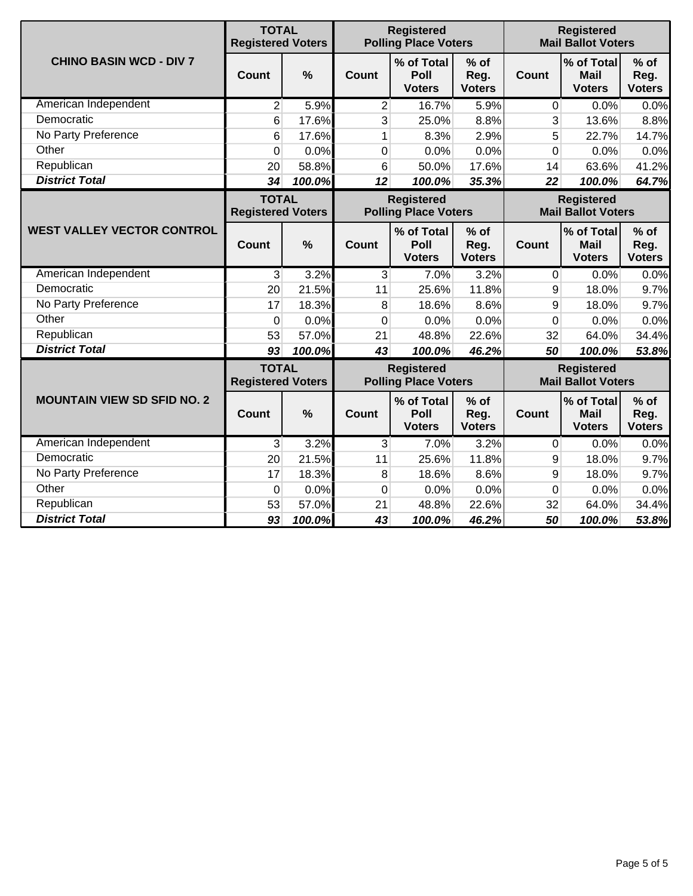| CHINO BASIN WCD - DIV 7 | TOTAL Registered Voters | | Registered Polling Place Voters | | | Registered Mail Ballot Voters | | |
|---|---|---|---|---|---|---|---|---|
| | Count | % | Count | % of Total Poll Voters | % of Reg. Voters | Count | % of Total Mail Voters | % of Reg. Voters |
| American Independent | 2 | 5.9% | 2 | 16.7% | 5.9% | 0 | 0.0% | 0.0% |
| Democratic | 6 | 17.6% | 3 | 25.0% | 8.8% | 3 | 13.6% | 8.8% |
| No Party Preference | 6 | 17.6% | 1 | 8.3% | 2.9% | 5 | 22.7% | 14.7% |
| Other | 0 | 0.0% | 0 | 0.0% | 0.0% | 0 | 0.0% | 0.0% |
| Republican | 20 | 58.8% | 6 | 50.0% | 17.6% | 14 | 63.6% | 41.2% |
| ***District Total*** | ***34*** | ***100.0%*** | ***12*** | ***100.0%*** | ***35.3%*** | ***22*** | ***100.0%*** | ***64.7%*** |

| WEST VALLEY VECTOR CONTROL | TOTAL Registered Voters | | Registered Polling Place Voters | | | Registered Mail Ballot Voters | | |
|---|---|---|---|---|---|---|---|---|
| | Count | % | Count | % of Total Poll Voters | % of Reg. Voters | Count | % of Total Mail Voters | % of Reg. Voters |
| American Independent | 3 | 3.2% | 3 | 7.0% | 3.2% | 0 | 0.0% | 0.0% |
| Democratic | 20 | 21.5% | 11 | 25.6% | 11.8% | 9 | 18.0% | 9.7% |
| No Party Preference | 17 | 18.3% | 8 | 18.6% | 8.6% | 9 | 18.0% | 9.7% |
| Other | 0 | 0.0% | 0 | 0.0% | 0.0% | 0 | 0.0% | 0.0% |
| Republican | 53 | 57.0% | 21 | 48.8% | 22.6% | 32 | 64.0% | 34.4% |
| ***District Total*** | ***93*** | ***100.0%*** | ***43*** | ***100.0%*** | ***46.2%*** | ***50*** | ***100.0%*** | ***53.8%*** |

| MOUNTAIN VIEW SD SFID NO. 2 | TOTAL Registered Voters | | Registered Polling Place Voters | | | Registered Mail Ballot Voters | | |
|---|---|---|---|---|---|---|---|---|
| | Count | % | Count | % of Total Poll Voters | % of Reg. Voters | Count | % of Total Mail Voters | % of Reg. Voters |
| American Independent | 3 | 3.2% | 3 | 7.0% | 3.2% | 0 | 0.0% | 0.0% |
| Democratic | 20 | 21.5% | 11 | 25.6% | 11.8% | 9 | 18.0% | 9.7% |
| No Party Preference | 17 | 18.3% | 8 | 18.6% | 8.6% | 9 | 18.0% | 9.7% |
| Other | 0 | 0.0% | 0 | 0.0% | 0.0% | 0 | 0.0% | 0.0% |
| Republican | 53 | 57.0% | 21 | 48.8% | 22.6% | 32 | 64.0% | 34.4% |
| ***District Total*** | ***93*** | ***100.0%*** | ***43*** | ***100.0%*** | ***46.2%*** | ***50*** | ***100.0%*** | ***53.8%*** |